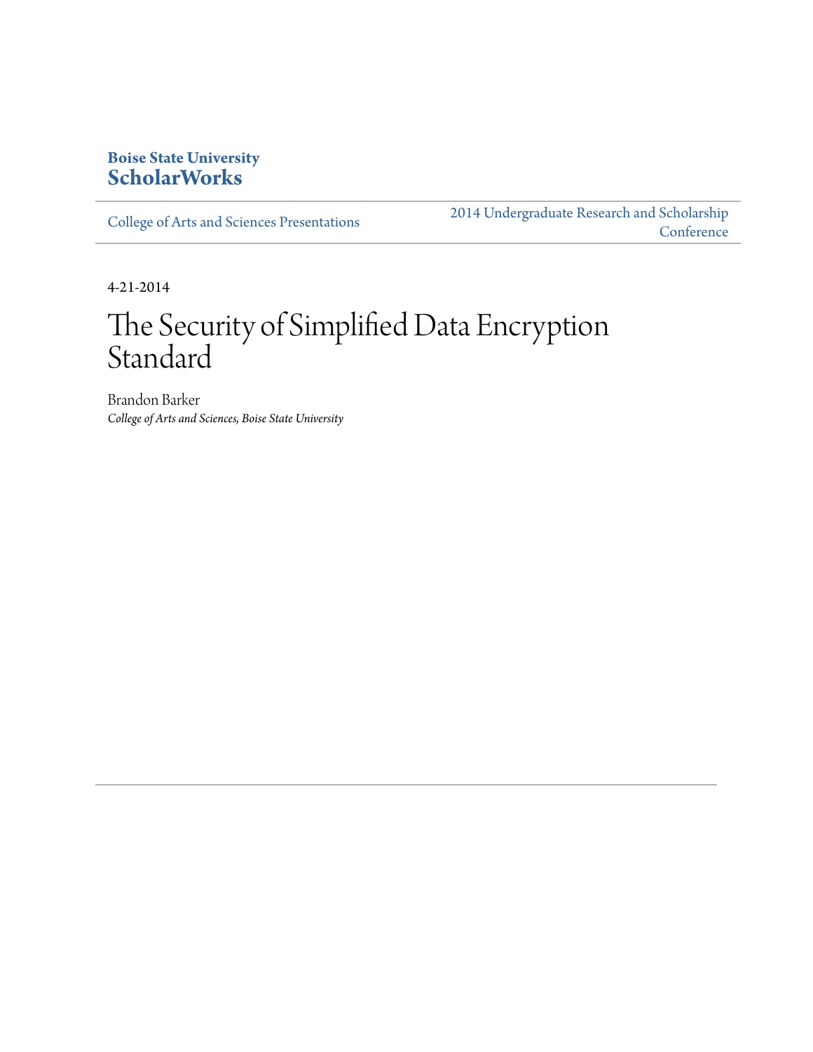**Boise State University**
**ScholarWorks**

College of Arts and Sciences Presentations

2014 Undergraduate Research and Scholarship Conference

4-21-2014

# The Security of Simplified Data Encryption Standard

Brandon Barker
*College of Arts and Sciences, Boise State University*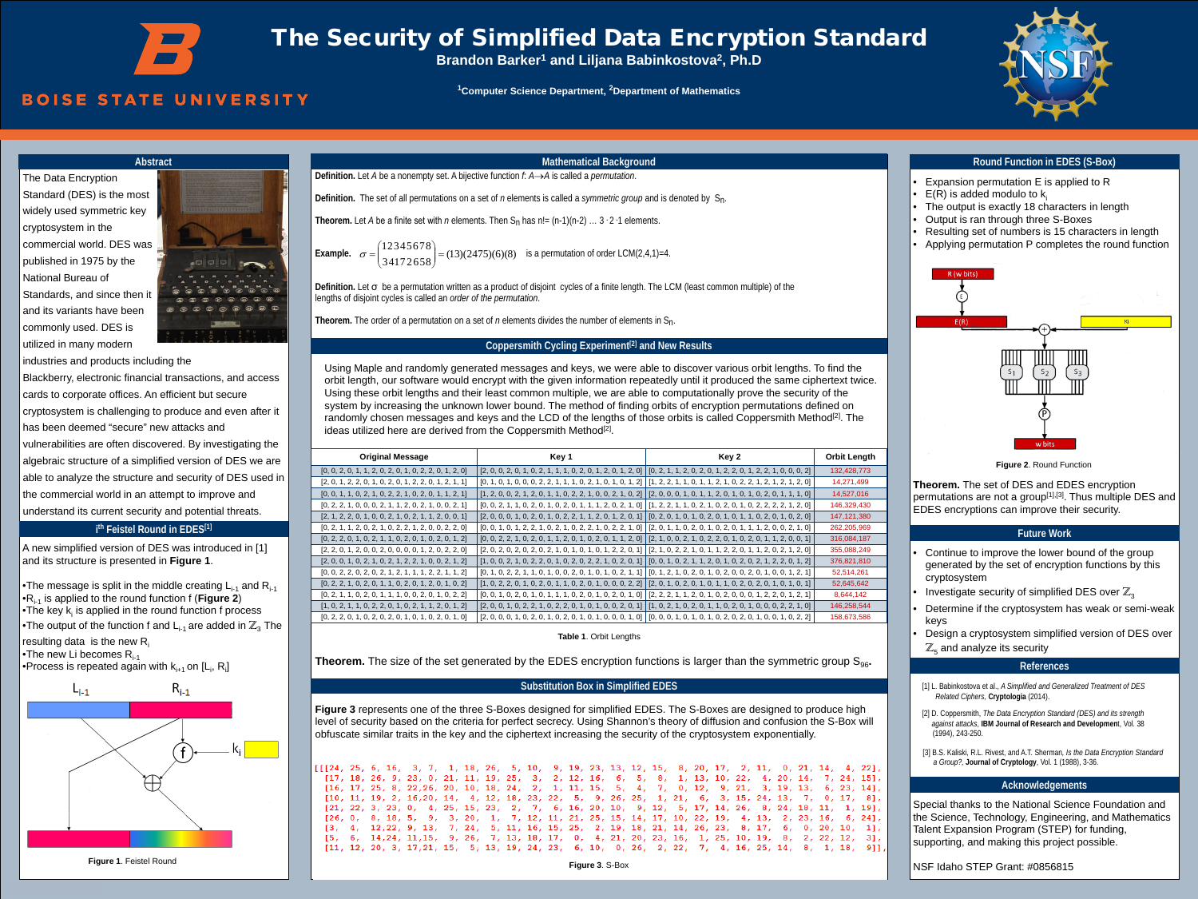# The Security of Simplified Data Encryption Standard

**Brandon Barker[1] and Liljana Babinkostova[2], Ph.D**

[1]Computer Science Department, [2]Department of Mathematics

BOISE STATE UNIVERSITY

## Abstract

The Data Encryption Standard (DES) is the most widely used symmetric key cryptosystem in the commercial world. DES was published in 1975 by the National Bureau of Standards, and since then it and its variants have been commonly used. DES is utilized in many modern industries and products including the Blackberry, electronic financial transactions, and access cards to corporate offices. An efficient but secure cryptosystem is challenging to produce and even after it has been deemed "secure" new attacks and vulnerabilities are often discovered. By investigating the algebraic structure of a simplified version of DES we are able to analyze the structure and security of DES used in the commercial world in an attempt to improve and understand its current security and potential threats.

## $i^{th}$ Feistel Round in EDES[1]

A new simplified version of DES was introduced in [1] and its structure is presented in **Figure 1**.

- The message is split in the middle creating $L_{i-1}$ and $R_{i-1}$
- $R_{i-1}$ is applied to the round function f (**Figure 2**)
- The key $k_i$ is applied in the round function f process
- The output of the function f and $L_{i-1}$ are added in $\mathbb{Z}_3$ The resulting data is the new $R_i$
- The new Li becomes $R_{i-1}$
- Process is repeated again with $k_{i+1}$ on $[L_i, R_i]$

$L_{i-1}$ $R_{i-1}$ f $k_i$

**Figure 1**. Feistel Round

## Mathematical Background

**Definition.** Let *A* be a nonempty set. A bijective function $f: A \to A$ is called a *permutation*.

**Definition.** The set of all permutations on a set of *n* elements is called a *symmetric group* and is denoted by $S_n$.

**Theorem.** Let *A* be a finite set with *n* elements. Then $S_n$ has $n! = (n-1)(n-2) \ldots 3 \cdot 2 \cdot 1$ elements.

**Example.** $\sigma = \begin{pmatrix} 12345678 \\ 34172658 \end{pmatrix} = (13)(2475)(6)(8)$ is a permutation of order LCM(2,4,1)=4.

**Definition.** Let $\sigma$ be a permutation written as a product of disjoint cycles of a finite length. The LCM (least common multiple) of the lengths of disjoint cycles is called an *order of the permutation*.

**Theorem.** The order of a permutation on a set of *n* elements divides the number of elements in $S_n$.

## Coppersmith Cycling Experiment[2] and New Results

Using Maple and randomly generated messages and keys, we were able to discover various orbit lengths. To find the orbit length, our software would encrypt with the given information repeatedly until it produced the same ciphertext twice. Using these orbit lengths and their least common multiple, we are able to computationally prove the security of the system by increasing the unknown lower bound. The method of finding orbits of encryption permutations defined on randomly chosen messages and keys and the LCD of the lengths of those orbits is called Coppersmith Method[2]. The ideas utilized here are derived from the Coppersmith Method[2].

| Original Message | Key 1 | Key 2 | Orbit Length |
|---|---|---|---|
| [0, 0, 2, 0, 1, 1, 2, 0, 2, 0, 1, 0, 2, 2, 0, 1, 2, 0] | [2, 0, 0, 2, 0, 1, 0, 2, 1, 1, 1, 0, 2, 0, 1, 2, 0, 1, 2, 0] | [0, 2, 1, 1, 2, 0, 2, 0, 1, 2, 2, 0, 1, 2, 2, 1, 0, 0, 0, 2] | 132,428,773 |
| [2, 0, 1, 2, 2, 0, 1, 0, 2, 0, 1, 2, 2, 0, 1, 2, 1, 1] | [0, 1, 0, 1, 0, 0, 0, 2, 2, 1, 1, 1, 0, 2, 1, 0, 1, 0, 1, 2] | [1, 2, 2, 1, 1, 0, 1, 1, 2, 1, 0, 2, 2, 1, 2, 1, 2, 1, 2, 0] | 14,271,499 |
| [0, 0, 1, 1, 0, 2, 1, 0, 2, 2, 1, 0, 2, 0, 1, 1, 2, 1] | [1, 2, 0, 0, 2, 1, 2, 0, 1, 1, 0, 2, 2, 1, 0, 0, 2, 1, 0, 2] | [2, 0, 0, 0, 1, 0, 1, 1, 2, 0, 1, 0, 1, 0, 2, 0, 1, 1, 1, 0] | 14,527,016 |
| [0, 2, 2, 1, 0, 0, 0, 2, 1, 1, 2, 0, 2, 1, 0, 0, 2, 1] | [0, 0, 2, 1, 1, 0, 2, 0, 1, 0, 2, 0, 1, 1, 1, 2, 0, 2, 1, 0] | [1, 2, 2, 1, 1, 0, 2, 1, 0, 2, 0, 1, 0, 2, 2, 2, 2, 1, 2, 0] | 146,329,430 |
| [2, 1, 2, 2, 0, 1, 0, 0, 2, 1, 0, 2, 1, 1, 2, 0, 0, 1] | [2, 0, 0, 0, 1, 0, 2, 0, 1, 0, 2, 2, 1, 1, 2, 0, 1, 2, 0, 1] | [0, 2, 0, 1, 0, 1, 0, 2, 0, 1, 0, 1, 1, 0, 2, 0, 1, 0, 2, 0] | 147,121,380 |
| [0, 2, 1, 1, 2, 0, 2, 1, 0, 2, 2, 1, 2, 0, 0, 2, 2, 0] | [0, 0, 1, 0, 1, 2, 2, 1, 0, 2, 1, 0, 2, 2, 1, 0, 2, 2, 1, 0] | [2, 0, 1, 1, 0, 2, 0, 1, 0, 2, 0, 1, 1, 1, 2, 0, 0, 2, 1, 0] | 262,205,969 |
| [0, 2, 2, 0, 1, 0, 2, 1, 1, 0, 2, 0, 1, 0, 2, 0, 1, 2] | [0, 0, 2, 2, 1, 0, 2, 0, 1, 1, 2, 0, 1, 0, 2, 0, 1, 1, 2, 0] | [2, 1, 0, 0, 2, 1, 0, 2, 2, 0, 1, 0, 2, 0, 1, 1, 2, 0, 0, 1] | 316,084,187 |
| [2, 2, 0, 1, 2, 0, 0, 2, 0, 0, 0, 0, 1, 2, 0, 2, 2, 0] | [2, 0, 2, 0, 2, 0, 2, 0, 2, 1, 0, 1, 0, 1, 0, 1, 2, 2, 0, 1] | [2, 1, 0, 2, 2, 1, 0, 1, 1, 2, 2, 0, 1, 1, 2, 0, 2, 1, 2, 0] | 355,088,249 |
| [2, 0, 0, 1, 0, 2, 1, 0, 2, 1, 2, 2, 1, 0, 0, 2, 1, 2] | [1, 0, 0, 2, 1, 0, 2, 2, 0, 1, 0, 2, 0, 2, 2, 1, 0, 2, 0, 1] | [0, 0, 1, 0, 2, 1, 1, 2, 0, 1, 2, 0, 0, 2, 1, 2, 2, 0, 1, 2] | 376,821,810 |
| [0, 0, 2, 2, 0, 2, 0, 2, 1, 2, 1, 1, 1, 2, 2, 1, 1, 2] | [0, 1, 0, 2, 2, 1, 1, 0, 1, 0, 0, 2, 0, 1, 0, 1, 0, 2, 1, 1] | [0, 1, 2, 1, 0, 2, 0, 1, 0, 2, 0, 0, 2, 0, 1, 0, 0, 1, 2, 1] | 52,514,261 |
| [0, 2, 2, 1, 0, 2, 0, 1, 0, 2, 0, 1, 2, 0, 1, 0, 2] | [1, 0, 2, 2, 0, 1, 0, 2, 0, 1, 1, 0, 2, 0, 1, 0, 0, 0, 2, 2] | [2, 0, 1, 0, 2, 0, 1, 0, 1, 1, 0, 2, 0, 2, 0, 1, 0, 1, 0, 1] | 52,645,642 |
| [0, 2, 1, 1, 0, 2, 0, 1, 1, 1, 0, 0, 2, 0, 1, 0, 2, 2] | [0, 0, 1, 0, 2, 0, 1, 0, 1, 1, 1, 0, 2, 0, 1, 0, 2, 0, 1, 0] | [2, 2, 2, 1, 1, 2, 0, 1, 0, 2, 0, 0, 0, 1, 2, 2, 0, 1, 2, 0] | 8,644,142 |
| [1, 0, 2, 1, 1, 2, 0, 2, 0, 1, 0, 2, 1, 1, 2, 0, 1, 2] | [2, 0, 0, 1, 0, 2, 2, 1, 0, 2, 2, 0, 1, 0, 1, 0, 0, 2, 0, 1] | [1, 0, 2, 1, 0, 2, 0, 1, 1, 2, 0, 1, 0, 0, 0, 2, 2, 1, 0] | 146,258,544 |
| [0, 2, 2, 0, 1, 0, 2, 0, 2, 0, 1, 0, 1, 0, 2, 0, 1, 0] | [2, 0, 0, 0, 1, 0, 2, 0, 1, 0, 2, 0, 1, 0, 1, 0, 0, 0, 1, 0] | [0, 0, 0, 0, 1, 0, 1, 0, 1, 0, 2, 0, 2, 0, 1, 0, 0, 1, 0, 2, 2] | 158,673,586 |

**Table 1**. Orbit Lengths

**Theorem.** The size of the set generated by the EDES encryption functions is larger than the symmetric group $S_{96}$.

## Substitution Box in Simplified EDES

**Figure 3** represents one of the three S-Boxes designed for simplified EDES. The S-Boxes are designed to produce high level of security based on the criteria for perfect secercy. Using Shannon's theory of diffusion and confusion the S-box will obfuscate similar traits in the key and the ciphertext increasing the security of the cryptosystem exponentially.

```
[[[24, 25, 6, 16, 3, 7, 1, 18, 26, 5, 10, 9, 19, 23, 13, 12, 15, 8, 20, 17, 2, 11, 0, 21, 14, 4, 22],
  [17, 18, 26, 9, 23, 0, 21, 11, 19, 25, 3, 2, 12, 16, 6, 5, 8, 1, 13, 10, 22, 4, 20, 14, 7, 24, 15],
  [16, 17, 25, 8, 22,26, 20, 10, 18, 24, 2, 1, 11, 15, 5, 4, 7, 0, 12, 9, 21, 3, 19, 13, 6, 23, 14],
  [10, 11, 19, 2, 16,20, 14, 4, 12, 18, 23, 22, 5, 9, 26, 25, 1, 21, 6, 3, 15, 24, 13, 7, 0, 17, 8],
  [21, 22, 3, 23, 0, 4, 25, 15, 23, 2, 7, 6, 16, 20, 10, 9, 12, 5, 17, 14, 26, 8, 24, 18, 11, 1, 19],
  [26, 0, 8, 18, 5, 9, 3, 20, 1, 7, 12, 11, 21, 25, 15, 14, 17, 10, 22, 19, 4, 13, 2, 23, 16, 6, 24],
  [3, 4, 12,22, 9, 13, 7, 24, 5, 11, 16, 15, 25, 2, 19, 18, 21, 14, 26, 23, 8, 17, 6, 0, 20, 10, 1],
  [5, 6, 14,24, 11,15, 9, 26, 7, 13, 18, 17, 0, 4, 21, 20, 23, 16, 1, 25, 10, 19, 8, 2, 22, 12, 3],
  [11, 12, 20, 3, 17,21, 15, 5, 13, 19, 24, 23, 6, 10, 0, 26, 2, 22, 7, 4, 16, 25, 14, 8, 1, 18, 9]],
```

**Figure 3**. S-Box

## Round Function in EDES (S-Box)

- Expansion permutation E is applied to R
- E(R) is added modulo to $k_i$
- The output is exactly 18 characters in length
- Output is ran through three S-Boxes
- Resulting set of numbers is 15 characters in length
- Applying permutation P completes the round function

R (w bits) E E(R) Ki $S_1$ $S_2$ $S_3$ P w bits

**Figure 2**. Round Function

**Theorem.** The set of DES and EDES encryption permutations are not a group[1],[3]. Thus multiple DES and EDES encryptions can improve their security.

## Future Work

- Continue to improve the lower bound of the group generated by the set of encryption functions by this cryptosystem
- Investigate security of simplified DES over $\mathbb{Z}_3$
- Determine if the cryptosystem has weak or semi-weak keys
- Design a cryptosystem simplified version of DES over $\mathbb{Z}_5$ and analyze its security

## References

[1] L. Babinkostova et al., *A Simplified and Generalized Treatment of DES Related Ciphers*, **Cryptologia** (2014).

[2] D. Coppersmith, *The Data Encryption Standard (DES) and its strength against attacks*, **IBM Journal of Research and Development**, Vol. 38 (1994), 243-250.

[3] B.S. Kaliski, R.L. Rivest, and A.T. Sherman, *Is the Data Encryption Standard a Group?*, **Journal of Cryptology**, Vol. 1 (1988), 3-36.

## Acknowledgements

Special thanks to the National Science Foundation and the Science, Technology, Engineering, and Mathematics Talent Expansion Program (STEP) for funding, supporting, and making this project possible.

NSF Idaho STEP Grant: #0856815